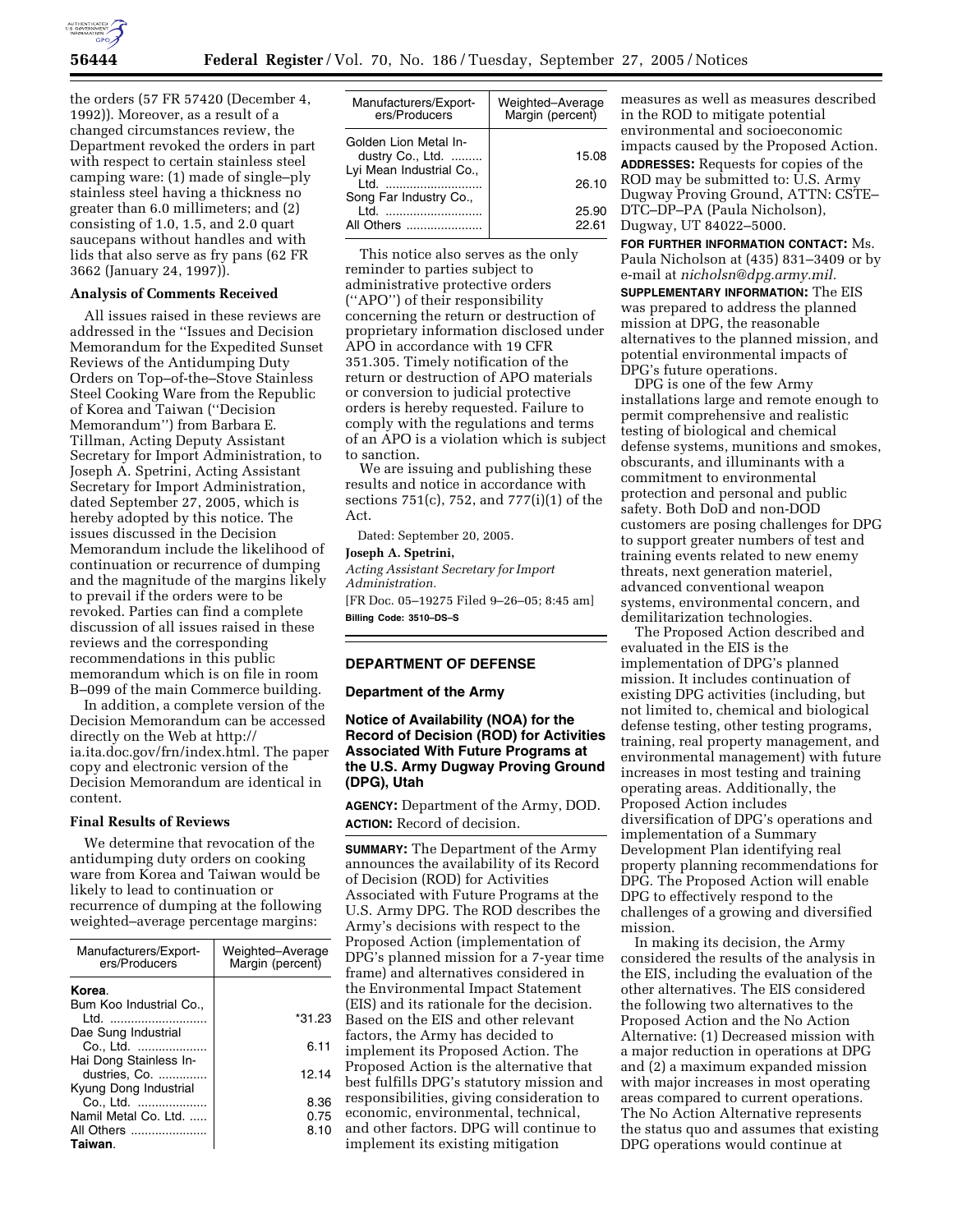the orders (57 FR 57420 (December 4, 1992)). Moreover, as a result of a changed circumstances review, the Department revoked the orders in part with respect to certain stainless steel camping ware: (1) made of single–ply stainless steel having a thickness no greater than 6.0 millimeters; and (2) consisting of 1.0, 1.5, and 2.0 quart saucepans without handles and with lids that also serve as fry pans (62 FR 3662 (January 24, 1997)).

**Analysis of Comments Received**

All issues raised in these reviews are addressed in the ''Issues and Decision Memorandum for the Expedited Sunset Reviews of the Antidumping Duty Orders on Top–of–the–Stove Stainless Steel Cooking Ware from the Republic of Korea and Taiwan (''Decision Memorandum'') from Barbara E. Tillman, Acting Deputy Assistant Secretary for Import Administration, to Joseph A. Spetrini, Acting Assistant Secretary for Import Administration, dated September 27, 2005, which is hereby adopted by this notice. The issues discussed in the Decision Memorandum include the likelihood of continuation or recurrence of dumping and the magnitude of the margins likely to prevail if the orders were to be revoked. Parties can find a complete discussion of all issues raised in these reviews and the corresponding recommendations in this public memorandum which is on file in room B–099 of the main Commerce building.

In addition, a complete version of the Decision Memorandum can be accessed directly on the Web at http://ia.ita.doc.gov/frn/index.html. The paper copy and electronic version of the Decision Memorandum are identical in content.

**Final Results of Reviews**

We determine that revocation of the antidumping duty orders on cooking ware from Korea and Taiwan would be likely to lead to continuation or recurrence of dumping at the following weighted–average percentage margins:

| Manufacturers/Exporters/Producers | Weighted–Average Margin (percent) |
|---|---|
| **Korea**. | |
| Bum Koo Industrial Co., Ltd. | *31.23 |
| Dae Sung Industrial Co., Ltd. | 6.11 |
| Hai Dong Stainless Industries, Co. | 12.14 |
| Kyung Dong Industrial Co., Ltd. | 8.36 |
| Namil Metal Co. Ltd. | 0.75 |
| All Others | 8.10 |
| **Taiwan**. | |
| Golden Lion Metal Industry Co., Ltd. | 15.08 |
| Lyi Mean Industrial Co., Ltd. | 26.10 |
| Song Far Industry Co., Ltd. | 25.90 |
| All Others | 22.61 |

This notice also serves as the only reminder to parties subject to administrative protective orders (''APO'') of their responsibility concerning the return or destruction of proprietary information disclosed under APO in accordance with 19 CFR 351.305. Timely notification of the return or destruction of APO materials or conversion to judicial protective orders is hereby requested. Failure to comply with the regulations and terms of an APO is a violation which is subject to sanction.

We are issuing and publishing these results and notice in accordance with sections 751(c), 752, and 777(i)(1) of the Act.

Dated: September 20, 2005.

**Joseph A. Spetrini,**

*Acting Assistant Secretary for Import Administration.*

[FR Doc. 05–19275 Filed 9–26–05; 8:45 am]

**Billing Code: 3510–DS–S**

## DEPARTMENT OF DEFENSE

### Department of the Army

### Notice of Availability (NOA) for the Record of Decision (ROD) for Activities Associated With Future Programs at the U.S. Army Dugway Proving Ground (DPG), Utah

**AGENCY:** Department of the Army, DOD.

**ACTION:** Record of decision.

**SUMMARY:** The Department of the Army announces the availability of its Record of Decision (ROD) for Activities Associated with Future Programs at the U.S. Army DPG. The ROD describes the Army's decisions with respect to the Proposed Action (implementation of DPG's planned mission for a 7-year time frame) and alternatives considered in the Environmental Impact Statement (EIS) and its rationale for the decision. Based on the EIS and other relevant factors, the Army has decided to implement its Proposed Action. The Proposed Action is the alternative that best fulfills DPG's statutory mission and responsibilities, giving consideration to economic, environmental, technical, and other factors. DPG will continue to implement its existing mitigation measures as well as measures described in the ROD to mitigate potential environmental and socioeconomic impacts caused by the Proposed Action.

**ADDRESSES:** Requests for copies of the ROD may be submitted to: U.S. Army Dugway Proving Ground, ATTN: CSTE–DTC–DP–PA (Paula Nicholson), Dugway, UT 84022–5000.

**FOR FURTHER INFORMATION CONTACT:** Ms. Paula Nicholson at (435) 831–3409 or by e-mail at *nicholsn@dpg.army.mil.*

**SUPPLEMENTARY INFORMATION:** The EIS was prepared to address the planned mission at DPG, the reasonable alternatives to the planned mission, and potential environmental impacts of DPG's future operations.

DPG is one of the few Army installations large and remote enough to permit comprehensive and realistic testing of biological and chemical defense systems, munitions and smokes, obscurants, and illuminants with a commitment to environmental protection and personal and public safety. Both DoD and non-DOD customers are posing challenges for DPG to support greater numbers of test and training events related to new enemy threats, next generation materiel, advanced conventional weapon systems, environmental concern, and demilitarization technologies.

The Proposed Action described and evaluated in the EIS is the implementation of DPG's planned mission. It includes continuation of existing DPG activities (including, but not limited to, chemical and biological defense testing, other testing programs, training, real property management, and environmental management) with future increases in most testing and training operating areas. Additionally, the Proposed Action includes diversification of DPG's operations and implementation of a Summary Development Plan identifying real property planning recommendations for DPG. The Proposed Action will enable DPG to effectively respond to the challenges of a growing and diversified mission.

In making its decision, the Army considered the results of the analysis in the EIS, including the evaluation of the other alternatives. The EIS considered the following two alternatives to the Proposed Action and the No Action Alternative: (1) Decreased mission with a major reduction in operations at DPG and (2) a maximum expanded mission with major increases in most operating areas compared to current operations. The No Action Alternative represents the status quo and assumes that existing DPG operations would continue at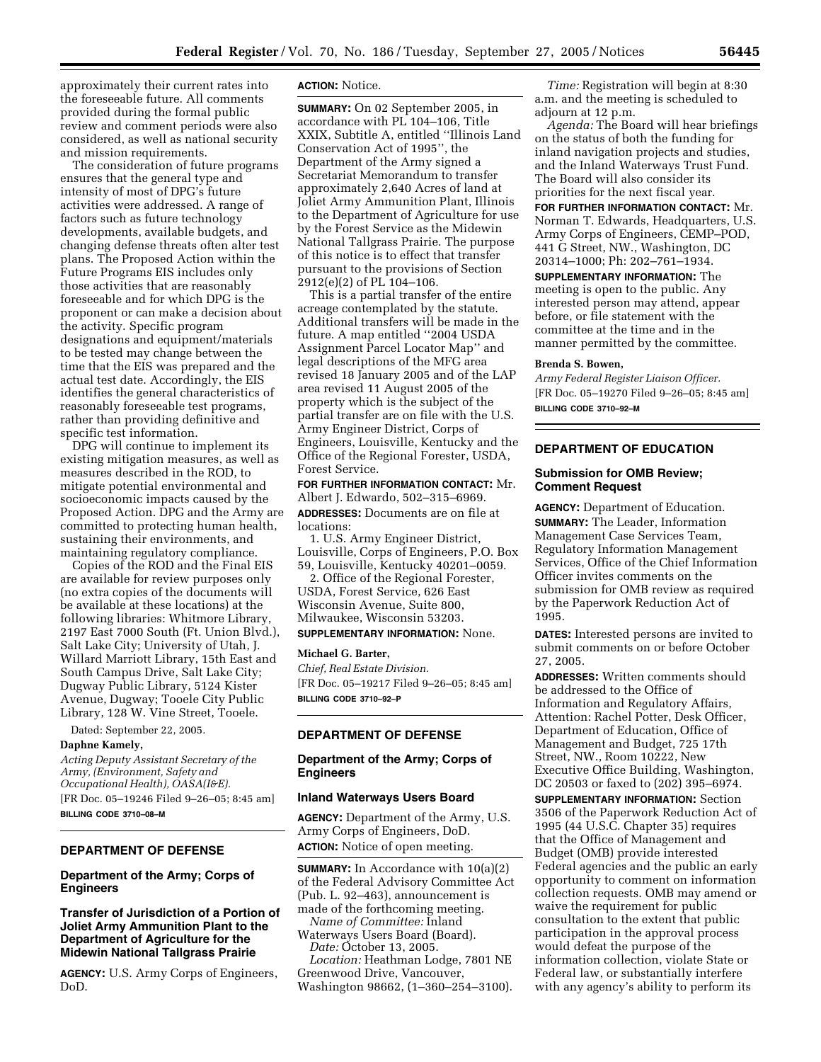approximately their current rates into the foreseeable future. All comments provided during the formal public review and comment periods were also considered, as well as national security and mission requirements.

The consideration of future programs ensures that the general type and intensity of most of DPG's future activities were addressed. A range of factors such as future technology developments, available budgets, and changing defense threats often alter test plans. The Proposed Action within the Future Programs EIS includes only those activities that are reasonably foreseeable and for which DPG is the proponent or can make a decision about the activity. Specific program designations and equipment/materials to be tested may change between the time that the EIS was prepared and the actual test date. Accordingly, the EIS identifies the general characteristics of reasonably foreseeable test programs, rather than providing definitive and specific test information.

DPG will continue to implement its existing mitigation measures, as well as measures described in the ROD, to mitigate potential environmental and socioeconomic impacts caused by the Proposed Action. DPG and the Army are committed to protecting human health, sustaining their environments, and maintaining regulatory compliance.

Copies of the ROD and the Final EIS are available for review purposes only (no extra copies of the documents will be available at these locations) at the following libraries: Whitmore Library, 2197 East 7000 South (Ft. Union Blvd.), Salt Lake City; University of Utah, J. Willard Marriott Library, 15th East and South Campus Drive, Salt Lake City; Dugway Public Library, 5124 Kister Avenue, Dugway; Tooele City Public Library, 128 W. Vine Street, Tooele.

Dated: September 22, 2005.

**Daphne Kamely,**

*Acting Deputy Assistant Secretary of the Army, (Environment, Safety and Occupational Health), OASA(I&E).*

[FR Doc. 05–19246 Filed 9–26–05; 8:45 am]

**BILLING CODE 3710–08–M**

---

## DEPARTMENT OF DEFENSE

### Department of the Army; Corps of Engineers

### Transfer of Jurisdiction of a Portion of Joliet Army Ammunition Plant to the Department of Agriculture for the Midewin National Tallgrass Prairie

**AGENCY:** U.S. Army Corps of Engineers, DoD.

**ACTION:** Notice.

**SUMMARY:** On 02 September 2005, in accordance with PL 104–106, Title XXIX, Subtitle A, entitled "Illinois Land Conservation Act of 1995", the Department of the Army signed a Secretariat Memorandum to transfer approximately 2,640 Acres of land at Joliet Army Ammunition Plant, Illinois to the Department of Agriculture for use by the Forest Service as the Midewin National Tallgrass Prairie. The purpose of this notice is to effect that transfer pursuant to the provisions of Section 2912(e)(2) of PL 104–106.

This is a partial transfer of the entire acreage contemplated by the statute. Additional transfers will be made in the future. A map entitled "2004 USDA Assignment Parcel Locator Map" and legal descriptions of the MFG area revised 18 January 2005 and of the LAP area revised 11 August 2005 of the property which is the subject of the partial transfer are on file with the U.S. Army Engineer District, Corps of Engineers, Louisville, Kentucky and the Office of the Regional Forester, USDA, Forest Service.

**FOR FURTHER INFORMATION CONTACT:** Mr. Albert J. Edwardo, 502–315–6969.

**ADDRESSES:** Documents are on file at locations:

1. U.S. Army Engineer District, Louisville, Corps of Engineers, P.O. Box 59, Louisville, Kentucky 40201–0059.

2. Office of the Regional Forester, USDA, Forest Service, 626 East Wisconsin Avenue, Suite 800, Milwaukee, Wisconsin 53203.

**SUPPLEMENTARY INFORMATION:** None.

**Michael G. Barter,**

*Chief, Real Estate Division.*

[FR Doc. 05–19217 Filed 9–26–05; 8:45 am]

**BILLING CODE 3710–92–P**

---

## DEPARTMENT OF DEFENSE

### Department of the Army; Corps of Engineers

### Inland Waterways Users Board

**AGENCY:** Department of the Army, U.S. Army Corps of Engineers, DoD.

**ACTION:** Notice of open meeting.

**SUMMARY:** In Accordance with 10(a)(2) of the Federal Advisory Committee Act (Pub. L. 92–463), announcement is made of the forthcoming meeting.

*Name of Committee:* Inland Waterways Users Board (Board).

*Date:* October 13, 2005.

*Location:* Heathman Lodge, 7801 NE Greenwood Drive, Vancouver, Washington 98662, (1–360–254–3100).

*Time:* Registration will begin at 8:30 a.m. and the meeting is scheduled to adjourn at 12 p.m.

*Agenda:* The Board will hear briefings on the status of both the funding for inland navigation projects and studies, and the Inland Waterways Trust Fund. The Board will also consider its priorities for the next fiscal year.

**FOR FURTHER INFORMATION CONTACT:** Mr. Norman T. Edwards, Headquarters, U.S. Army Corps of Engineers, CEMP–POD, 441 G Street, NW., Washington, DC 20314–1000; Ph: 202–761–1934.

**SUPPLEMENTARY INFORMATION:** The meeting is open to the public. Any interested person may attend, appear before, or file statement with the committee at the time and in the manner permitted by the committee.

**Brenda S. Bowen,**

*Army Federal Register Liaison Officer.*

[FR Doc. 05–19270 Filed 9–26–05; 8:45 am]

**BILLING CODE 3710–92–M**

---

## DEPARTMENT OF EDUCATION

### Submission for OMB Review; Comment Request

**AGENCY:** Department of Education.

**SUMMARY:** The Leader, Information Management Case Services Team, Regulatory Information Management Services, Office of the Chief Information Officer invites comments on the submission for OMB review as required by the Paperwork Reduction Act of 1995.

**DATES:** Interested persons are invited to submit comments on or before October 27, 2005.

**ADDRESSES:** Written comments should be addressed to the Office of Information and Regulatory Affairs, Attention: Rachel Potter, Desk Officer, Department of Education, Office of Management and Budget, 725 17th Street, NW., Room 10222, New Executive Office Building, Washington, DC 20503 or faxed to (202) 395–6974.

**SUPPLEMENTARY INFORMATION:** Section 3506 of the Paperwork Reduction Act of 1995 (44 U.S.C. Chapter 35) requires that the Office of Management and Budget (OMB) provide interested Federal agencies and the public an early opportunity to comment on information collection requests. OMB may amend or waive the requirement for public consultation to the extent that public participation in the approval process would defeat the purpose of the information collection, violate State or Federal law, or substantially interfere with any agency's ability to perform its